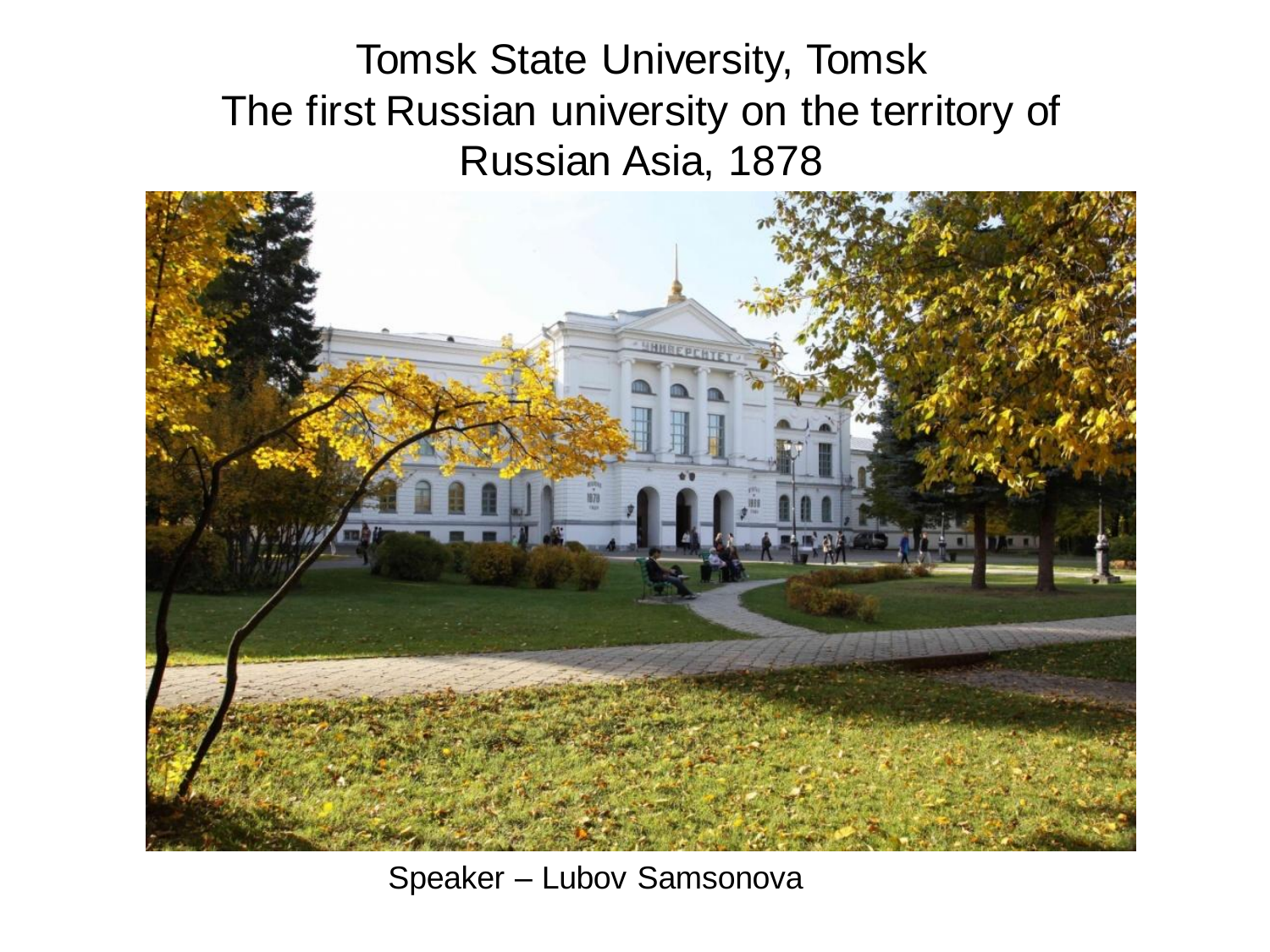# Tomsk State University, Tomsk
# The first Russian university on the territory of Russian Asia, 1878

Speaker – Lubov Samsonova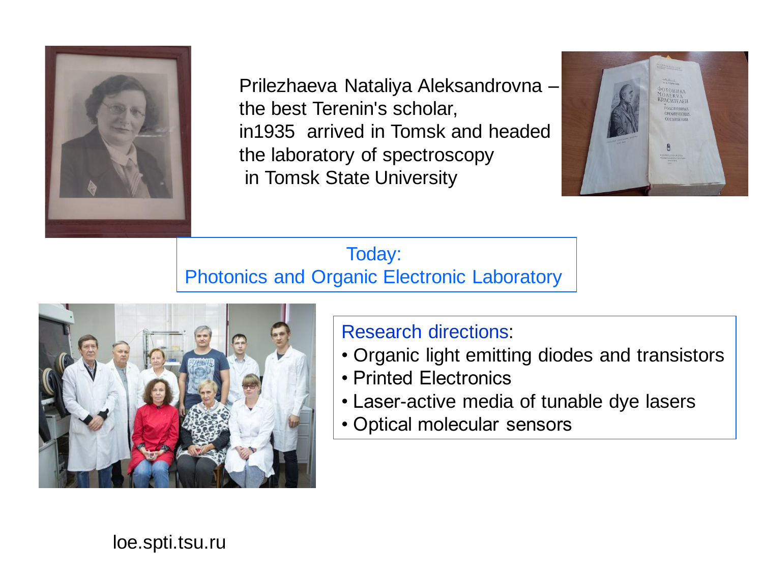Prilezhaeva Nataliya Aleksandrovna – the best Terenin's scholar, in1935 arrived in Tomsk and headed the laboratory of spectroscopy in Tomsk State University

## Today:
## Photonics and Organic Electronic Laboratory

**Research directions**:

- Organic light emitting diodes and transistors
- Printed Electronics
- Laser-active media of tunable dye lasers
- Optical molecular sensors

loe.spti.tsu.ru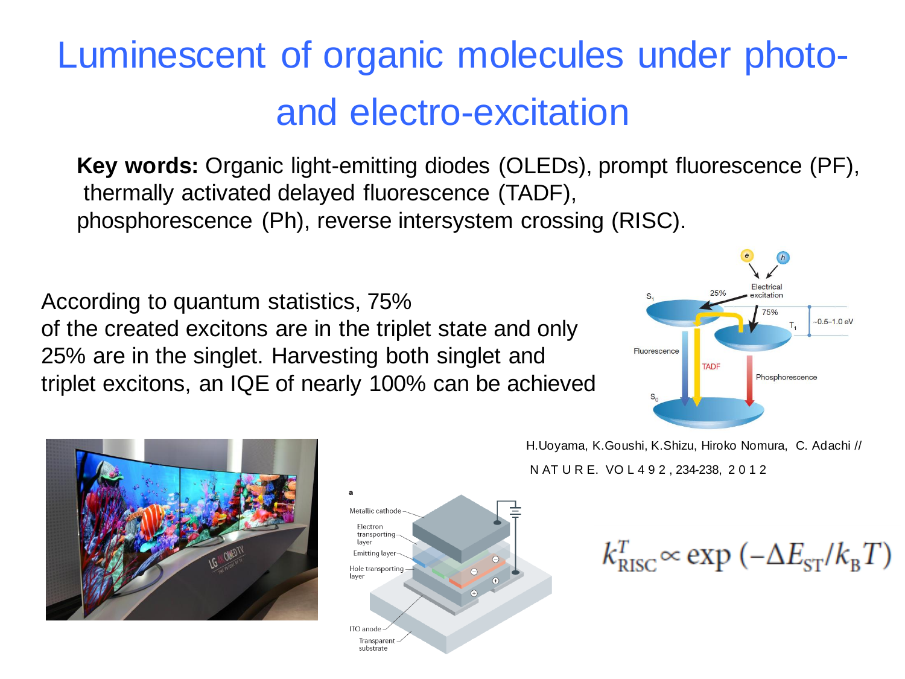# Luminescent of organic molecules under photo- and electro-excitation

**Key words:** Organic light-emitting diodes (OLEDs), prompt fluorescence (PF), thermally activated delayed fluorescence (TADF), phosphorescence (Ph), reverse intersystem crossing (RISC).

According to quantum statistics, 75% of the created excitons are in the triplet state and only 25% are in the singlet. Harvesting both singlet and triplet excitons, an IQE of nearly 100% can be achieved

H.Uoyama, K.Goushi, K.Shizu, Hiroko Nomura, C. Adachi // NATURE. VOL 492, 234-238, 2012

$$k^{T}_{RISC} \propto \exp\left(-\Delta E_{ST}/k_B T\right)$$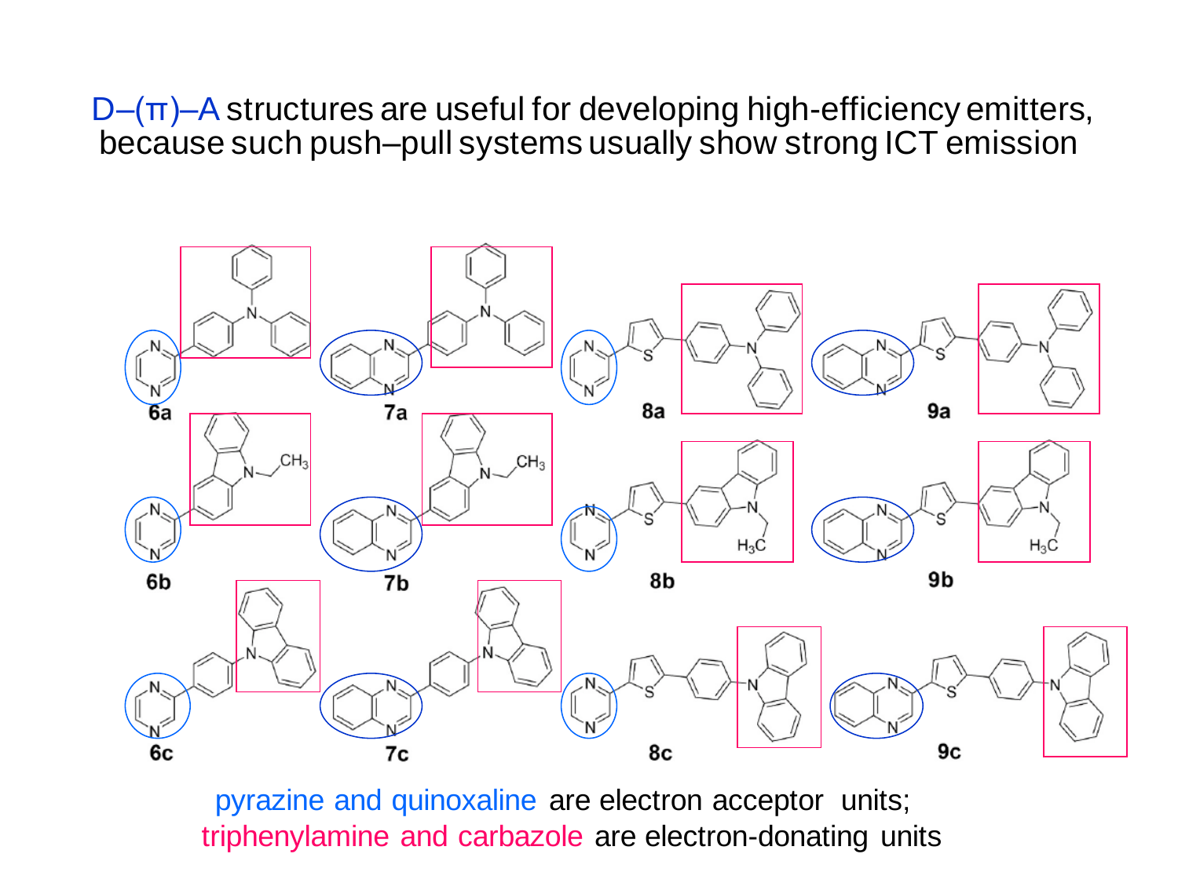D–(π)–A structures are useful for developing high-efficiency emitters, because such push–pull systems usually show strong ICT emission

6a 7a 8a 9a

6b 7b 8b 9b

6c 7c 8c 9c

pyrazine and quinoxaline are electron acceptor units;
triphenylamine and carbazole are electron-donating units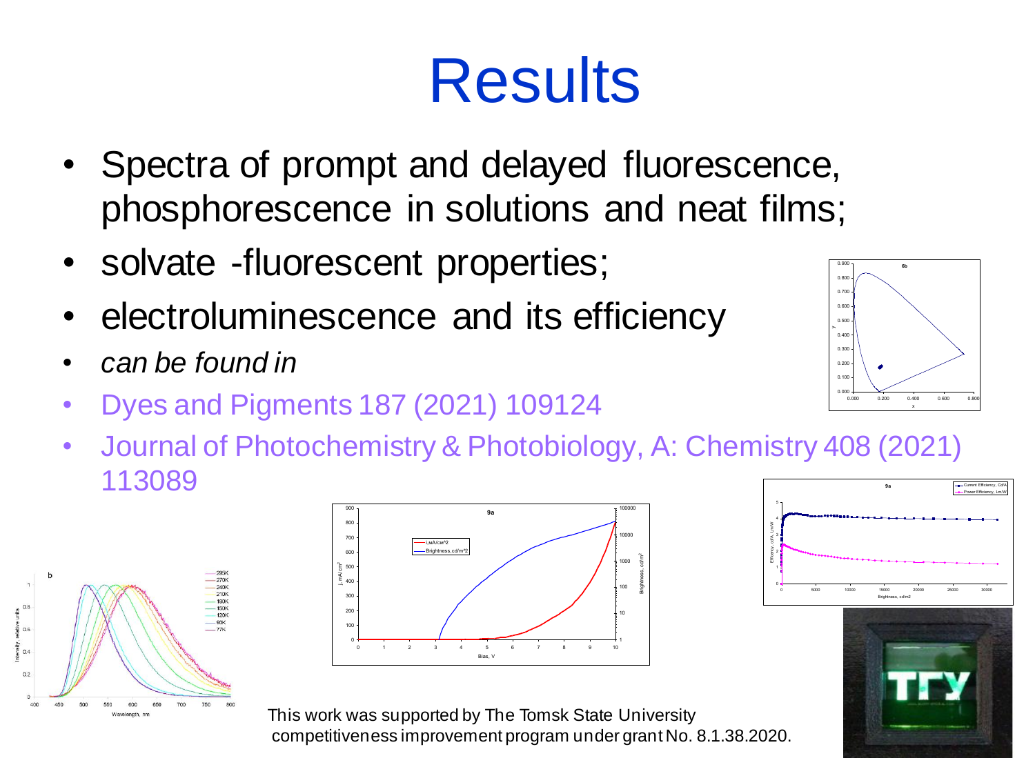# Results

- Spectra of prompt and delayed fluorescence, phosphorescence in solutions and neat films;
- solvate -fluorescent properties;
- electroluminescence and its efficiency
- *can be found in*
- Dyes and Pigments 187 (2021) 109124
- Journal of Photochemistry & Photobiology, A: Chemistry 408 (2021) 113089

6b

0.900
0.800
0.700
0.600
0.500
0.400
0.300
0.200
0.100
0.000

0.000 0.200 0.400 0.600 0.800

y

x

b

295K
270K
240K
210K
180K
150K
120K
90K
77K

Intensity, relative units

Wavelength, nm

9a

i,mA/cm^2
Brightness,cd/m^2

j, mA/cm²

Brightness, cd/m²

Bias, V

9a

Current Efficiency, Cd/A
Power Efficiency, Lm/W

Efficiency, cd/A, Lm/W

Brightness, cd/m2

ТГУ

This work was supported by The Tomsk State University competitiveness improvement program under grant No. 8.1.38.2020.